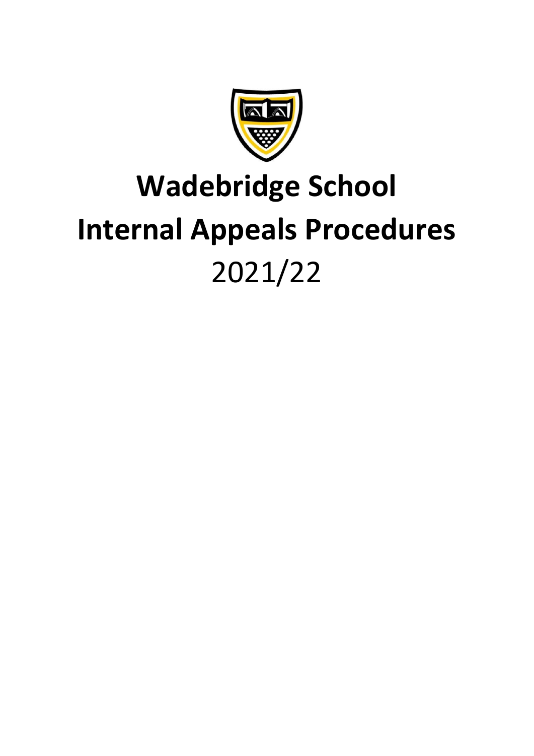# Wadebridge School
# Internal Appeals Procedures
2021/22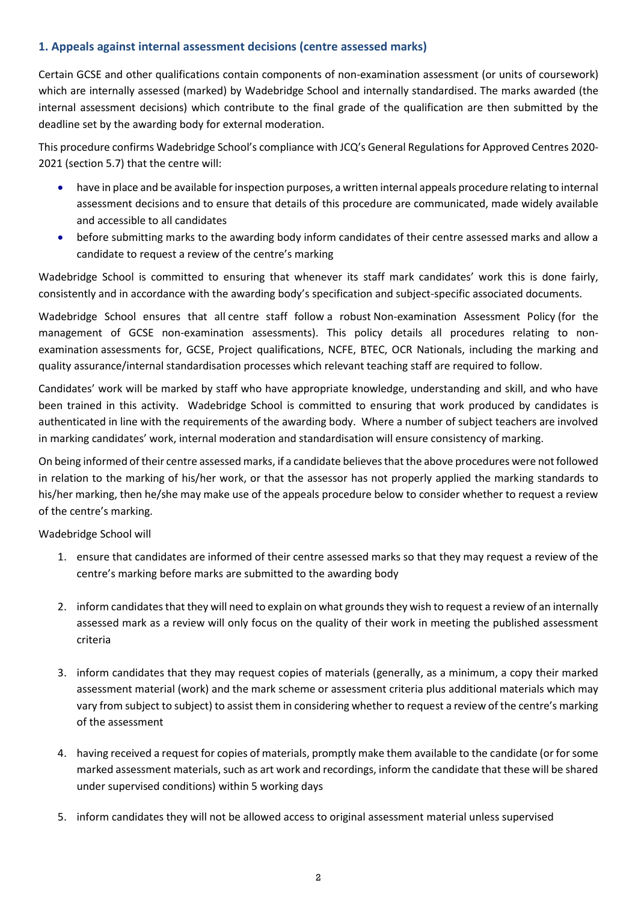## 1. Appeals against internal assessment decisions (centre assessed marks)

Certain GCSE and other qualifications contain components of non-examination assessment (or units of coursework) which are internally assessed (marked) by Wadebridge School and internally standardised. The marks awarded (the internal assessment decisions) which contribute to the final grade of the qualification are then submitted by the deadline set by the awarding body for external moderation.

This procedure confirms Wadebridge School's compliance with JCQ's General Regulations for Approved Centres 2020-2021 (section 5.7) that the centre will:

- have in place and be available for inspection purposes, a written internal appeals procedure relating to internal assessment decisions and to ensure that details of this procedure are communicated, made widely available and accessible to all candidates
- before submitting marks to the awarding body inform candidates of their centre assessed marks and allow a candidate to request a review of the centre's marking

Wadebridge School is committed to ensuring that whenever its staff mark candidates' work this is done fairly, consistently and in accordance with the awarding body's specification and subject-specific associated documents.

Wadebridge School ensures that all centre staff follow a robust Non-examination Assessment Policy (for the management of GCSE non-examination assessments). This policy details all procedures relating to non-examination assessments for, GCSE, Project qualifications, NCFE, BTEC, OCR Nationals, including the marking and quality assurance/internal standardisation processes which relevant teaching staff are required to follow.

Candidates' work will be marked by staff who have appropriate knowledge, understanding and skill, and who have been trained in this activity. Wadebridge School is committed to ensuring that work produced by candidates is authenticated in line with the requirements of the awarding body. Where a number of subject teachers are involved in marking candidates' work, internal moderation and standardisation will ensure consistency of marking.

On being informed of their centre assessed marks, if a candidate believes that the above procedures were not followed in relation to the marking of his/her work, or that the assessor has not properly applied the marking standards to his/her marking, then he/she may make use of the appeals procedure below to consider whether to request a review of the centre's marking.

Wadebridge School will

1. ensure that candidates are informed of their centre assessed marks so that they may request a review of the centre's marking before marks are submitted to the awarding body
2. inform candidates that they will need to explain on what grounds they wish to request a review of an internally assessed mark as a review will only focus on the quality of their work in meeting the published assessment criteria
3. inform candidates that they may request copies of materials (generally, as a minimum, a copy their marked assessment material (work) and the mark scheme or assessment criteria plus additional materials which may vary from subject to subject) to assist them in considering whether to request a review of the centre's marking of the assessment
4. having received a request for copies of materials, promptly make them available to the candidate (or for some marked assessment materials, such as art work and recordings, inform the candidate that these will be shared under supervised conditions) within 5 working days
5. inform candidates they will not be allowed access to original assessment material unless supervised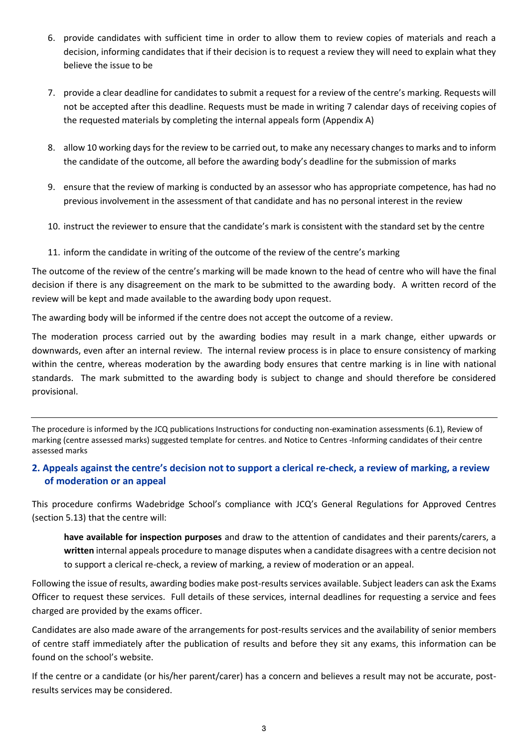6. provide candidates with sufficient time in order to allow them to review copies of materials and reach a decision, informing candidates that if their decision is to request a review they will need to explain what they believe the issue to be
7. provide a clear deadline for candidates to submit a request for a review of the centre's marking. Requests will not be accepted after this deadline. Requests must be made in writing 7 calendar days of receiving copies of the requested materials by completing the internal appeals form (Appendix A)
8. allow 10 working days for the review to be carried out, to make any necessary changes to marks and to inform the candidate of the outcome, all before the awarding body's deadline for the submission of marks
9. ensure that the review of marking is conducted by an assessor who has appropriate competence, has had no previous involvement in the assessment of that candidate and has no personal interest in the review
10. instruct the reviewer to ensure that the candidate's mark is consistent with the standard set by the centre
11. inform the candidate in writing of the outcome of the review of the centre's marking

The outcome of the review of the centre's marking will be made known to the head of centre who will have the final decision if there is any disagreement on the mark to be submitted to the awarding body. A written record of the review will be kept and made available to the awarding body upon request.

The awarding body will be informed if the centre does not accept the outcome of a review.

The moderation process carried out by the awarding bodies may result in a mark change, either upwards or downwards, even after an internal review. The internal review process is in place to ensure consistency of marking within the centre, whereas moderation by the awarding body ensures that centre marking is in line with national standards. The mark submitted to the awarding body is subject to change and should therefore be considered provisional.

---

The procedure is informed by the JCQ publications Instructions for conducting non-examination assessments (6.1), Review of marking (centre assessed marks) suggested template for centres. and Notice to Centres -Informing candidates of their centre assessed marks

## 2. Appeals against the centre's decision not to support a clerical re-check, a review of marking, a review of moderation or an appeal

This procedure confirms Wadebridge School's compliance with JCQ's General Regulations for Approved Centres (section 5.13) that the centre will:

> **have available for inspection purposes** and draw to the attention of candidates and their parents/carers, a **written** internal appeals procedure to manage disputes when a candidate disagrees with a centre decision not to support a clerical re-check, a review of marking, a review of moderation or an appeal.

Following the issue of results, awarding bodies make post-results services available. Subject leaders can ask the Exams Officer to request these services. Full details of these services, internal deadlines for requesting a service and fees charged are provided by the exams officer.

Candidates are also made aware of the arrangements for post-results services and the availability of senior members of centre staff immediately after the publication of results and before they sit any exams, this information can be found on the school's website.

If the centre or a candidate (or his/her parent/carer) has a concern and believes a result may not be accurate, post-results services may be considered.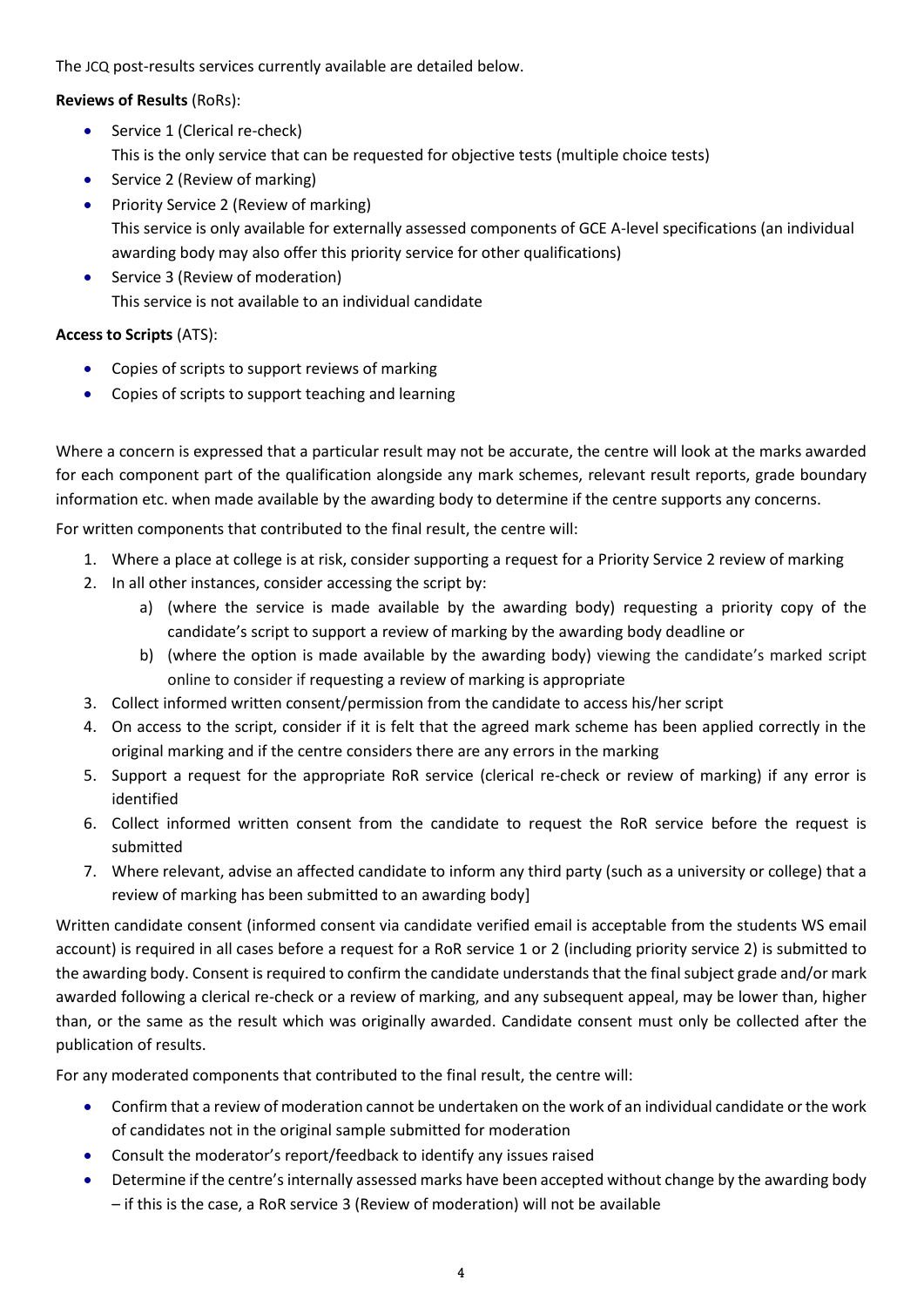The JCQ post-results services currently available are detailed below.

**Reviews of Results** (RoRs):

- Service 1 (Clerical re-check)
  This is the only service that can be requested for objective tests (multiple choice tests)
- Service 2 (Review of marking)
- Priority Service 2 (Review of marking)
  This service is only available for externally assessed components of GCE A-level specifications (an individual awarding body may also offer this priority service for other qualifications)
- Service 3 (Review of moderation)
  This service is not available to an individual candidate

**Access to Scripts** (ATS):

- Copies of scripts to support reviews of marking
- Copies of scripts to support teaching and learning

Where a concern is expressed that a particular result may not be accurate, the centre will look at the marks awarded for each component part of the qualification alongside any mark schemes, relevant result reports, grade boundary information etc. when made available by the awarding body to determine if the centre supports any concerns.

For written components that contributed to the final result, the centre will:

1. Where a place at college is at risk, consider supporting a request for a Priority Service 2 review of marking
2. In all other instances, consider accessing the script by:
   a) (where the service is made available by the awarding body) requesting a priority copy of the candidate's script to support a review of marking by the awarding body deadline or
   b) (where the option is made available by the awarding body) viewing the candidate's marked script online to consider if requesting a review of marking is appropriate
3. Collect informed written consent/permission from the candidate to access his/her script
4. On access to the script, consider if it is felt that the agreed mark scheme has been applied correctly in the original marking and if the centre considers there are any errors in the marking
5. Support a request for the appropriate RoR service (clerical re-check or review of marking) if any error is identified
6. Collect informed written consent from the candidate to request the RoR service before the request is submitted
7. Where relevant, advise an affected candidate to inform any third party (such as a university or college) that a review of marking has been submitted to an awarding body]

Written candidate consent (informed consent via candidate verified email is acceptable from the students WS email account) is required in all cases before a request for a RoR service 1 or 2 (including priority service 2) is submitted to the awarding body. Consent is required to confirm the candidate understands that the final subject grade and/or mark awarded following a clerical re-check or a review of marking, and any subsequent appeal, may be lower than, higher than, or the same as the result which was originally awarded. Candidate consent must only be collected after the publication of results.

For any moderated components that contributed to the final result, the centre will:

- Confirm that a review of moderation cannot be undertaken on the work of an individual candidate or the work of candidates not in the original sample submitted for moderation
- Consult the moderator's report/feedback to identify any issues raised
- Determine if the centre's internally assessed marks have been accepted without change by the awarding body – if this is the case, a RoR service 3 (Review of moderation) will not be available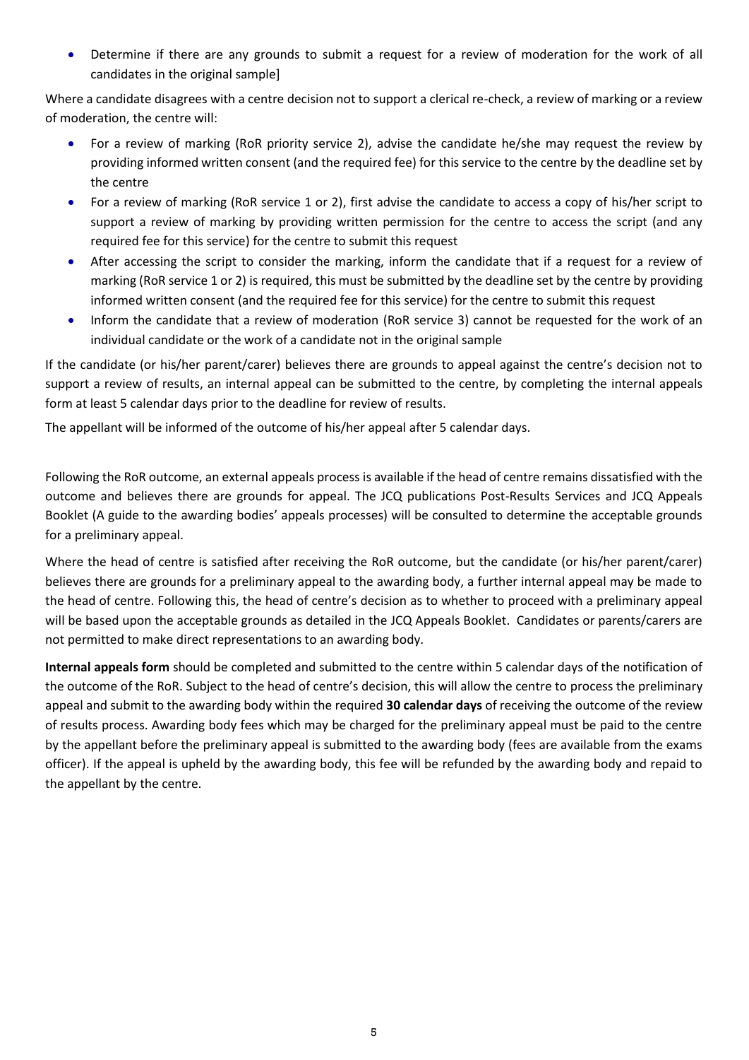- Determine if there are any grounds to submit a request for a review of moderation for the work of all candidates in the original sample]

Where a candidate disagrees with a centre decision not to support a clerical re-check, a review of marking or a review of moderation, the centre will:

- For a review of marking (RoR priority service 2), advise the candidate he/she may request the review by providing informed written consent (and the required fee) for this service to the centre by the deadline set by the centre
- For a review of marking (RoR service 1 or 2), first advise the candidate to access a copy of his/her script to support a review of marking by providing written permission for the centre to access the script (and any required fee for this service) for the centre to submit this request
- After accessing the script to consider the marking, inform the candidate that if a request for a review of marking (RoR service 1 or 2) is required, this must be submitted by the deadline set by the centre by providing informed written consent (and the required fee for this service) for the centre to submit this request
- Inform the candidate that a review of moderation (RoR service 3) cannot be requested for the work of an individual candidate or the work of a candidate not in the original sample

If the candidate (or his/her parent/carer) believes there are grounds to appeal against the centre's decision not to support a review of results, an internal appeal can be submitted to the centre, by completing the internal appeals form at least 5 calendar days prior to the deadline for review of results.

The appellant will be informed of the outcome of his/her appeal after 5 calendar days.

Following the RoR outcome, an external appeals process is available if the head of centre remains dissatisfied with the outcome and believes there are grounds for appeal. The JCQ publications Post-Results Services and JCQ Appeals Booklet (A guide to the awarding bodies' appeals processes) will be consulted to determine the acceptable grounds for a preliminary appeal.

Where the head of centre is satisfied after receiving the RoR outcome, but the candidate (or his/her parent/carer) believes there are grounds for a preliminary appeal to the awarding body, a further internal appeal may be made to the head of centre. Following this, the head of centre's decision as to whether to proceed with a preliminary appeal will be based upon the acceptable grounds as detailed in the JCQ Appeals Booklet. Candidates or parents/carers are not permitted to make direct representations to an awarding body.

**Internal appeals form** should be completed and submitted to the centre within 5 calendar days of the notification of the outcome of the RoR. Subject to the head of centre's decision, this will allow the centre to process the preliminary appeal and submit to the awarding body within the required **30 calendar days** of receiving the outcome of the review of results process. Awarding body fees which may be charged for the preliminary appeal must be paid to the centre by the appellant before the preliminary appeal is submitted to the awarding body (fees are available from the exams officer). If the appeal is upheld by the awarding body, this fee will be refunded by the awarding body and repaid to the appellant by the centre.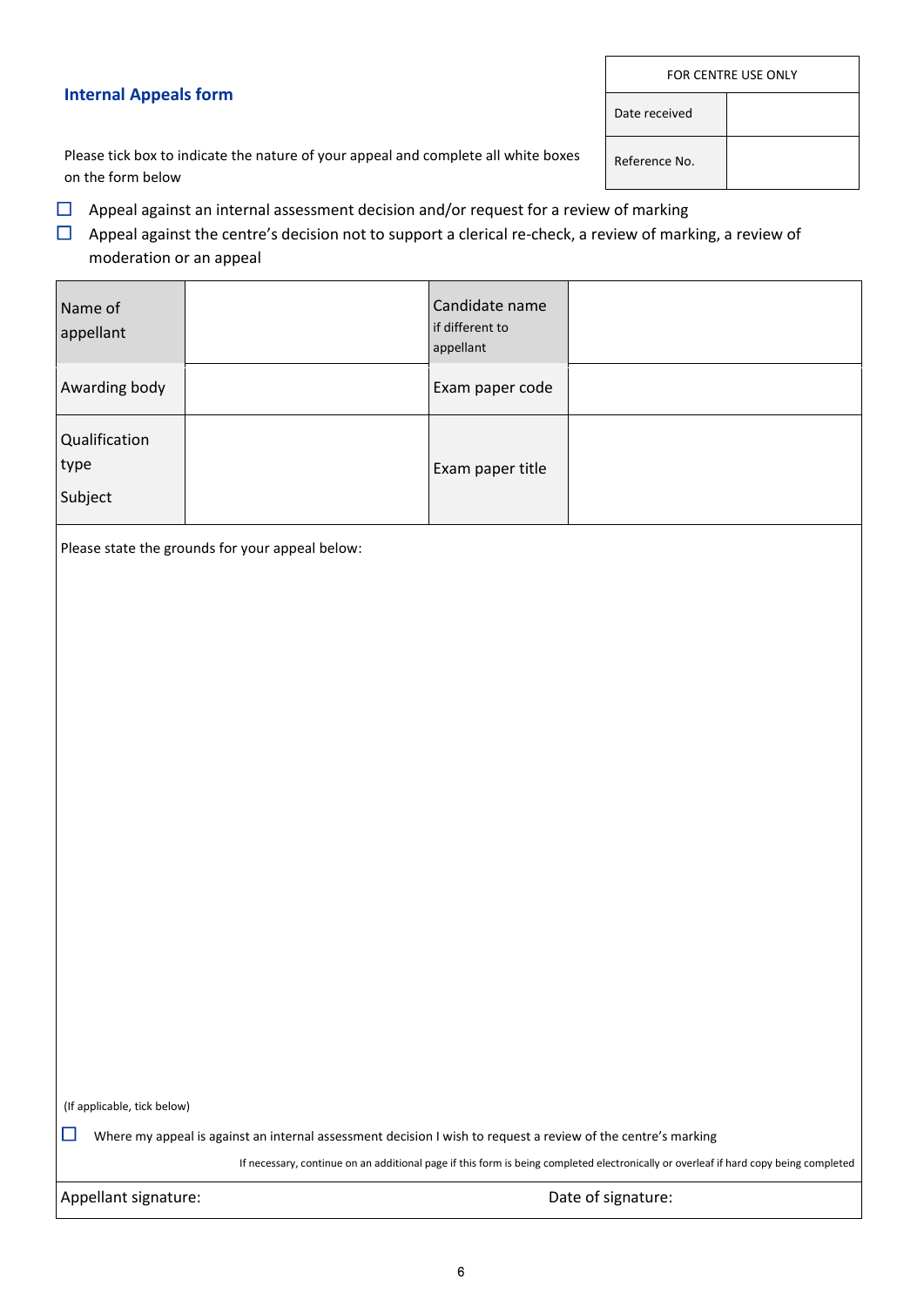## Internal Appeals form

| FOR CENTRE USE ONLY | |
|---|---|
| Date received | |
| Reference No. | |

Please tick box to indicate the nature of your appeal and complete all white boxes on the form below

- ☐ Appeal against an internal assessment decision and/or request for a review of marking
- ☐ Appeal against the centre's decision not to support a clerical re-check, a review of marking, a review of moderation or an appeal

| Name of appellant | | Candidate name if different to appellant | |
|---|---|---|---|
| Awarding body | | Exam paper code | |
| Qualification type<br>Subject | | Exam paper title | |

Please state the grounds for your appeal below:

(If applicable, tick below)

☐ Where my appeal is against an internal assessment decision I wish to request a review of the centre's marking

If necessary, continue on an additional page if this form is being completed electronically or overleaf if hard copy being completed

Appellant signature: Date of signature: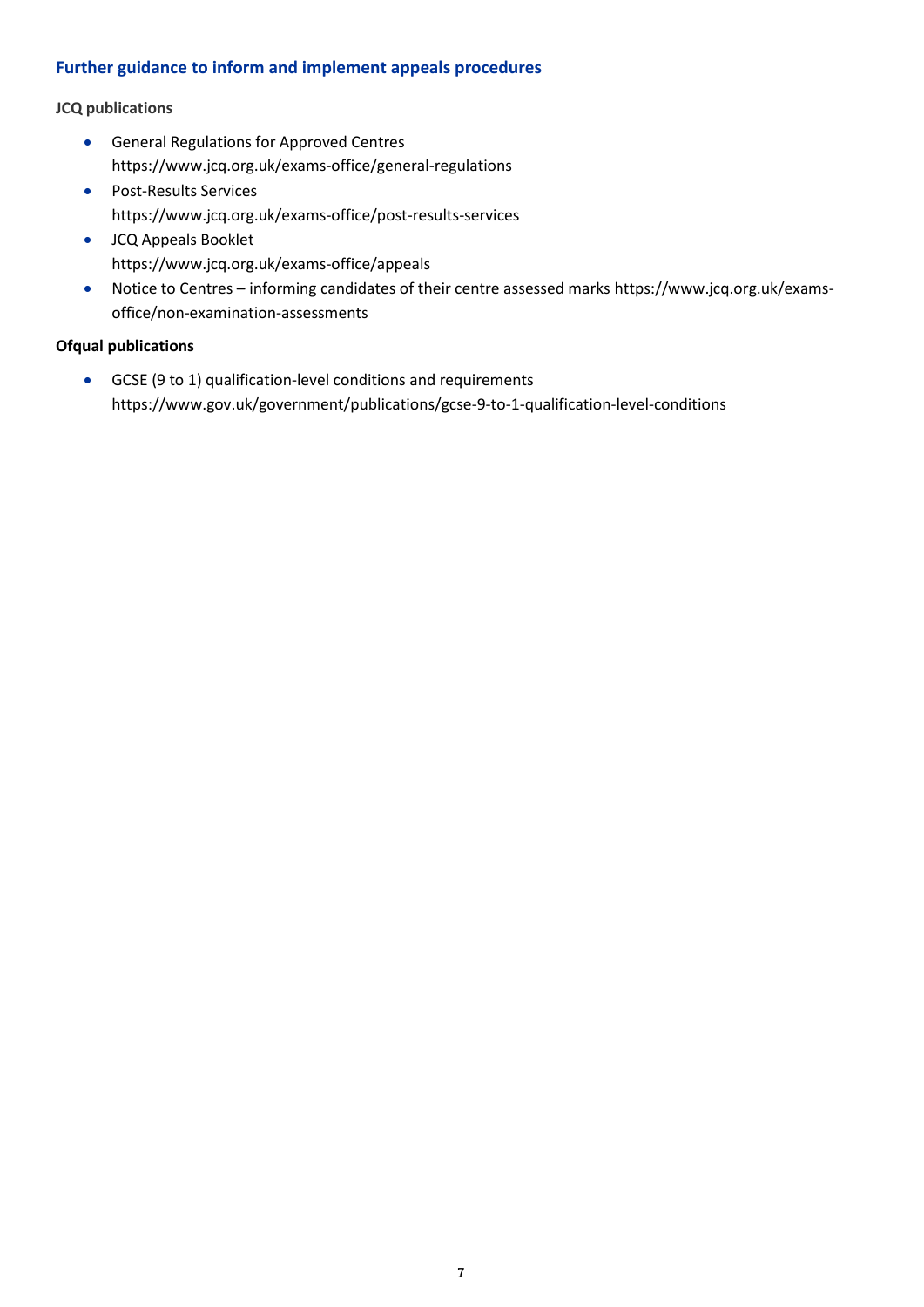## Further guidance to inform and implement appeals procedures

**JCQ publications**

- General Regulations for Approved Centres
  https://www.jcq.org.uk/exams-office/general-regulations
- Post-Results Services
  https://www.jcq.org.uk/exams-office/post-results-services
- JCQ Appeals Booklet
  https://www.jcq.org.uk/exams-office/appeals
- Notice to Centres – informing candidates of their centre assessed marks https://www.jcq.org.uk/exams-office/non-examination-assessments

**Ofqual publications**

- GCSE (9 to 1) qualification-level conditions and requirements
  https://www.gov.uk/government/publications/gcse-9-to-1-qualification-level-conditions